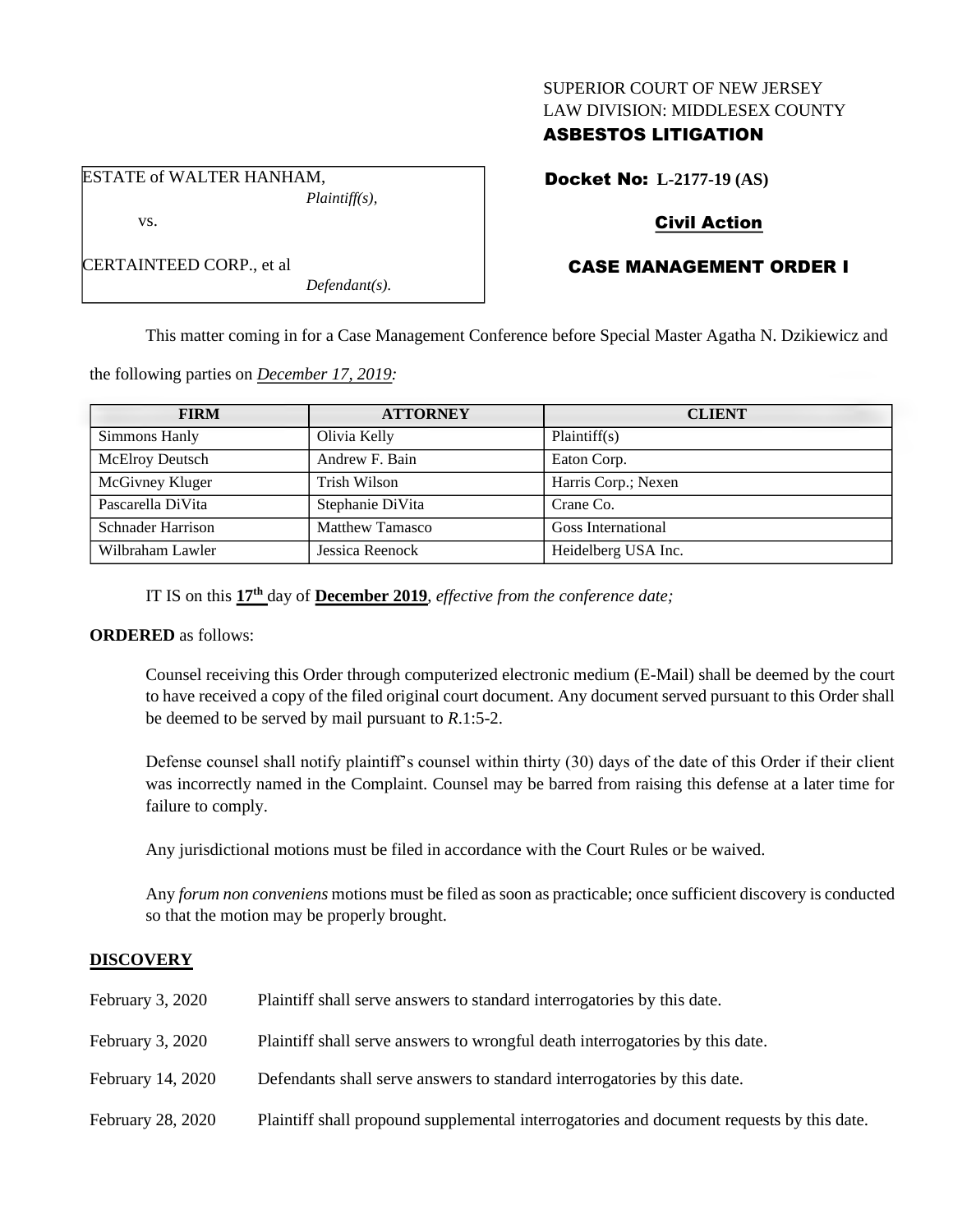SUPERIOR COURT OF NEW JERSEY
LAW DIVISION: MIDDLESEX COUNTY
**ASBESTOS LITIGATION**

ESTATE of WALTER HANHAM,
*Plaintiff(s),*

vs.

CERTAINTEED CORP., et al
*Defendant(s).*

**Docket No: L-2177-19 (AS)**

**Civil Action**

**CASE MANAGEMENT ORDER I**

This matter coming in for a Case Management Conference before Special Master Agatha N. Dzikiewicz and the following parties on *December 17, 2019:*

| FIRM | ATTORNEY | CLIENT |
|---|---|---|
| Simmons Hanly | Olivia Kelly | Plaintiff(s) |
| McElroy Deutsch | Andrew F. Bain | Eaton Corp. |
| McGivney Kluger | Trish Wilson | Harris Corp.; Nexen |
| Pascarella DiVita | Stephanie DiVita | Crane Co. |
| Schnader Harrison | Matthew Tamasco | Goss International |
| Wilbraham Lawler | Jessica Reenock | Heidelberg USA Inc. |

IT IS on this **17th** day of **December 2019**, *effective from the conference date;*

**ORDERED** as follows:

Counsel receiving this Order through computerized electronic medium (E-Mail) shall be deemed by the court to have received a copy of the filed original court document. Any document served pursuant to this Order shall be deemed to be served by mail pursuant to *R*.1:5-2.

Defense counsel shall notify plaintiff's counsel within thirty (30) days of the date of this Order if their client was incorrectly named in the Complaint. Counsel may be barred from raising this defense at a later time for failure to comply.

Any jurisdictional motions must be filed in accordance with the Court Rules or be waived.

Any *forum non conveniens* motions must be filed as soon as practicable; once sufficient discovery is conducted so that the motion may be properly brought.

## DISCOVERY

February 3, 2020 — Plaintiff shall serve answers to standard interrogatories by this date.

February 3, 2020 — Plaintiff shall serve answers to wrongful death interrogatories by this date.

February 14, 2020 — Defendants shall serve answers to standard interrogatories by this date.

February 28, 2020 — Plaintiff shall propound supplemental interrogatories and document requests by this date.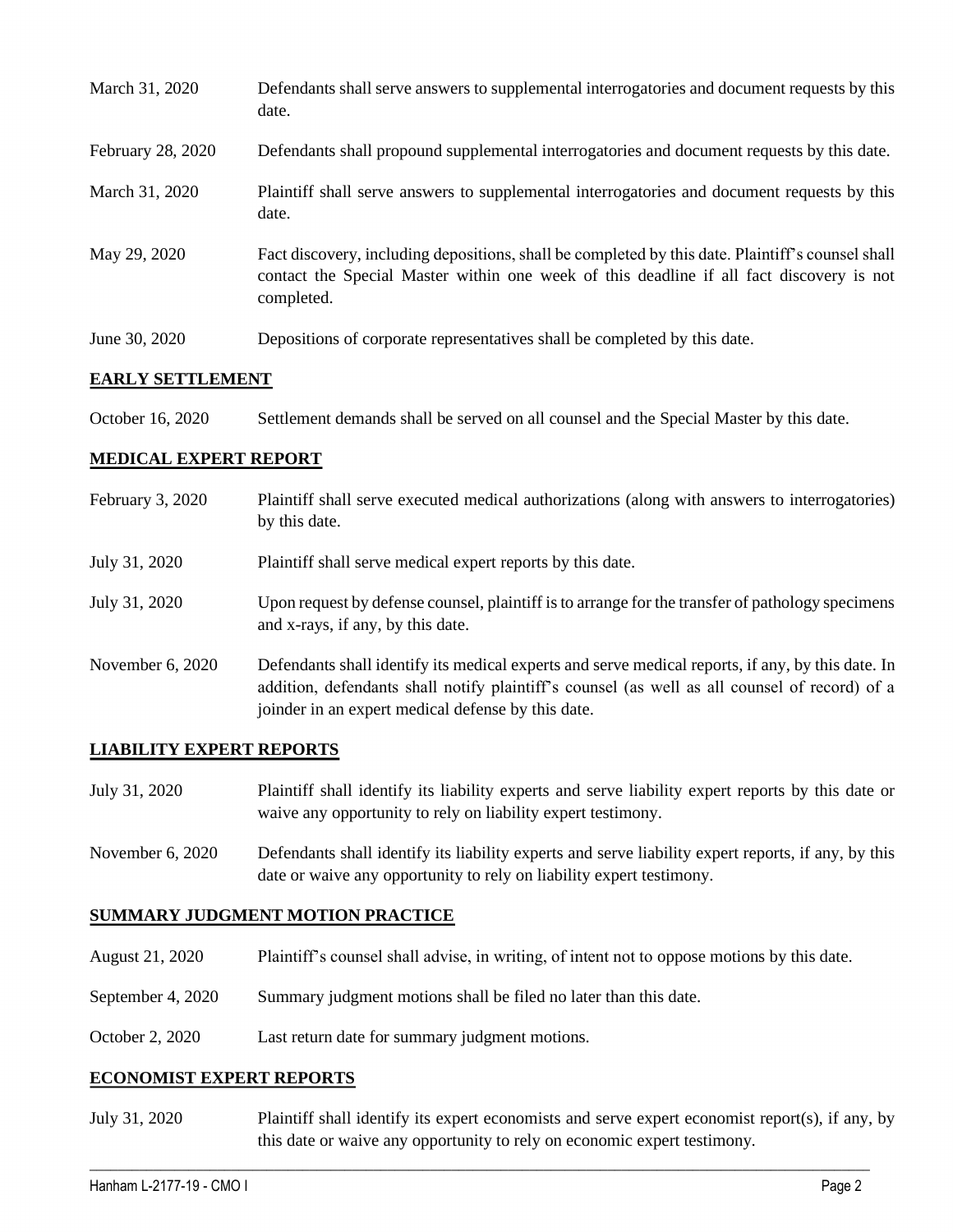| | |
|---|---|
| March 31, 2020 | Defendants shall serve answers to supplemental interrogatories and document requests by this date. |
| February 28, 2020 | Defendants shall propound supplemental interrogatories and document requests by this date. |
| March 31, 2020 | Plaintiff shall serve answers to supplemental interrogatories and document requests by this date. |
| May 29, 2020 | Fact discovery, including depositions, shall be completed by this date. Plaintiff's counsel shall contact the Special Master within one week of this deadline if all fact discovery is not completed. |
| June 30, 2020 | Depositions of corporate representatives shall be completed by this date. |

**EARLY SETTLEMENT**

| | |
|---|---|
| October 16, 2020 | Settlement demands shall be served on all counsel and the Special Master by this date. |

**MEDICAL EXPERT REPORT**

| | |
|---|---|
| February 3, 2020 | Plaintiff shall serve executed medical authorizations (along with answers to interrogatories) by this date. |
| July 31, 2020 | Plaintiff shall serve medical expert reports by this date. |
| July 31, 2020 | Upon request by defense counsel, plaintiff is to arrange for the transfer of pathology specimens and x-rays, if any, by this date. |
| November 6, 2020 | Defendants shall identify its medical experts and serve medical reports, if any, by this date. In addition, defendants shall notify plaintiff's counsel (as well as all counsel of record) of a joinder in an expert medical defense by this date. |

**LIABILITY EXPERT REPORTS**

| | |
|---|---|
| July 31, 2020 | Plaintiff shall identify its liability experts and serve liability expert reports by this date or waive any opportunity to rely on liability expert testimony. |
| November 6, 2020 | Defendants shall identify its liability experts and serve liability expert reports, if any, by this date or waive any opportunity to rely on liability expert testimony. |

**SUMMARY JUDGMENT MOTION PRACTICE**

| | |
|---|---|
| August 21, 2020 | Plaintiff's counsel shall advise, in writing, of intent not to oppose motions by this date. |
| September 4, 2020 | Summary judgment motions shall be filed no later than this date. |
| October 2, 2020 | Last return date for summary judgment motions. |

**ECONOMIST EXPERT REPORTS**

| | |
|---|---|
| July 31, 2020 | Plaintiff shall identify its expert economists and serve expert economist report(s), if any, by this date or waive any opportunity to rely on economic expert testimony. |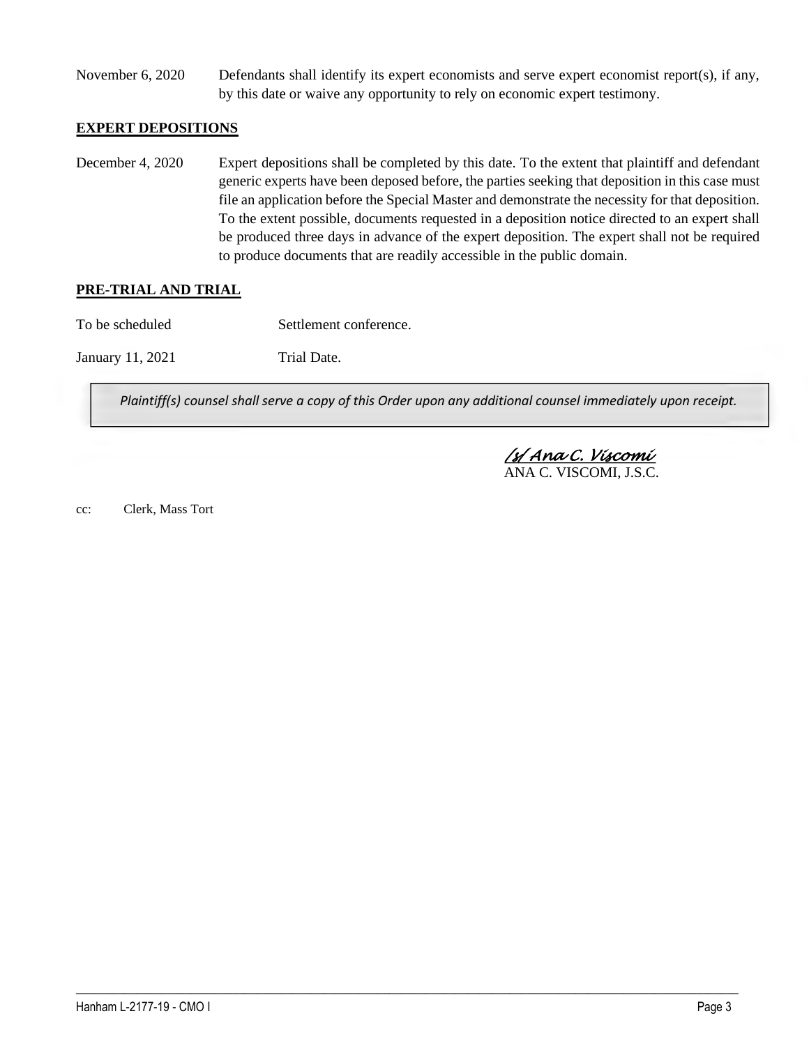| | |
|---|---|
| November 6, 2020 | Defendants shall identify its expert economists and serve expert economist report(s), if any, by this date or waive any opportunity to rely on economic expert testimony. |

**EXPERT DEPOSITIONS**

| | |
|---|---|
| December 4, 2020 | Expert depositions shall be completed by this date. To the extent that plaintiff and defendant generic experts have been deposed before, the parties seeking that deposition in this case must file an application before the Special Master and demonstrate the necessity for that deposition. To the extent possible, documents requested in a deposition notice directed to an expert shall be produced three days in advance of the expert deposition. The expert shall not be required to produce documents that are readily accessible in the public domain. |

**PRE-TRIAL AND TRIAL**

| | |
|---|---|
| To be scheduled | Settlement conference. |
| January 11, 2021 | Trial Date. |

*Plaintiff(s) counsel shall serve a copy of this Order upon any additional counsel immediately upon receipt.*

/s/ Ana C. Viscomi
ANA C. VISCOMI, J.S.C.

cc: Clerk, Mass Tort